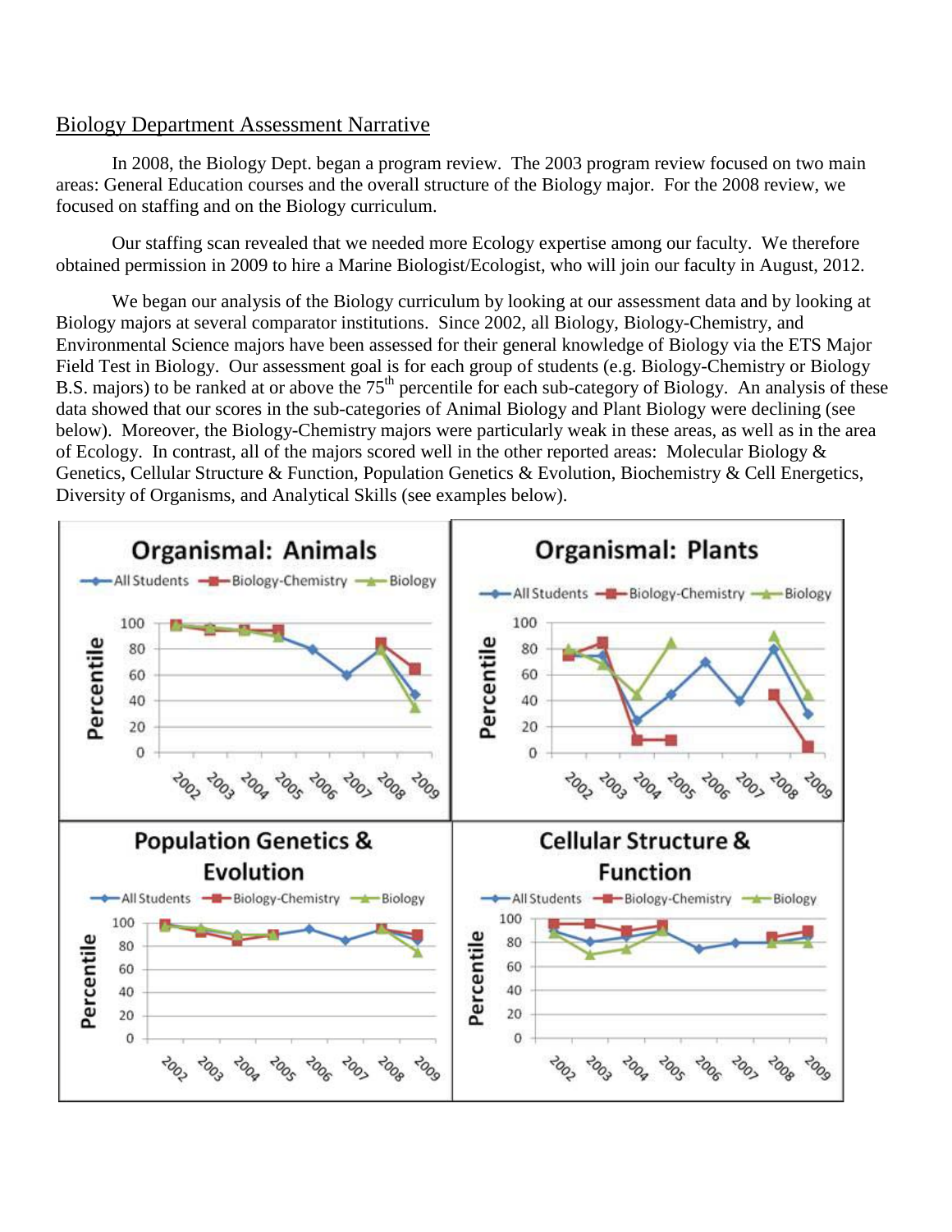## Biology Department Assessment Narrative

In 2008, the Biology Dept. began a program review. The 2003 program review focused on two main areas: General Education courses and the overall structure of the Biology major. For the 2008 review, we focused on staffing and on the Biology curriculum.

Our staffing scan revealed that we needed more Ecology expertise among our faculty. We therefore obtained permission in 2009 to hire a Marine Biologist/Ecologist, who will join our faculty in August, 2012.

We began our analysis of the Biology curriculum by looking at our assessment data and by looking at Biology majors at several comparator institutions. Since 2002, all Biology, Biology-Chemistry, and Environmental Science majors have been assessed for their general knowledge of Biology via the ETS Major Field Test in Biology. Our assessment goal is for each group of students (e.g. Biology-Chemistry or Biology B.S. majors) to be ranked at or above the 75$^{th}$ percentile for each sub-category of Biology. An analysis of these data showed that our scores in the sub-categories of Animal Biology and Plant Biology were declining (see below). Moreover, the Biology-Chemistry majors were particularly weak in these areas, as well as in the area of Ecology. In contrast, all of the majors scored well in the other reported areas: Molecular Biology & Genetics, Cellular Structure & Function, Population Genetics & Evolution, Biochemistry & Cell Energetics, Diversity of Organisms, and Analytical Skills (see examples below).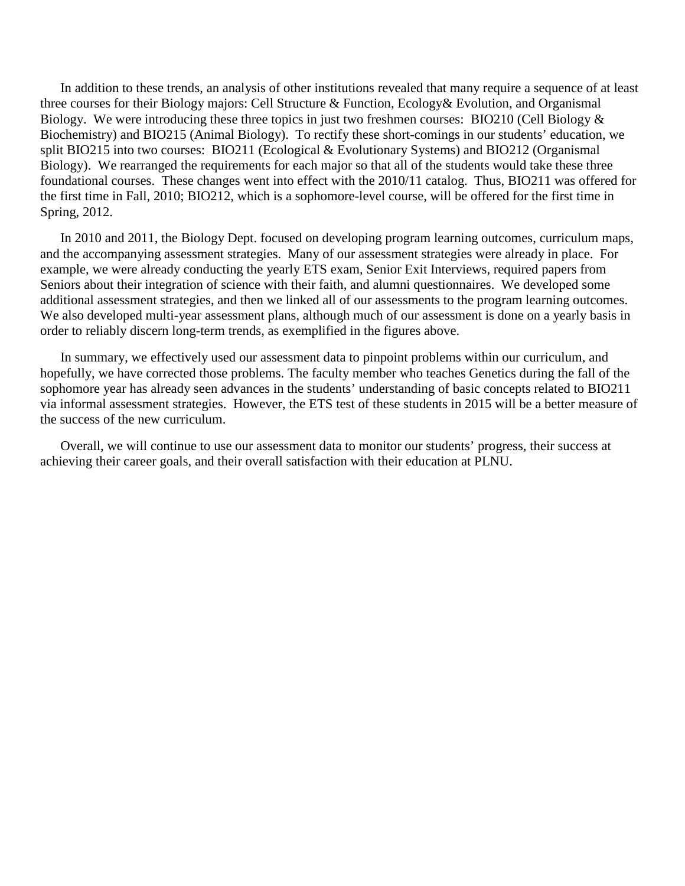In addition to these trends, an analysis of other institutions revealed that many require a sequence of at least three courses for their Biology majors: Cell Structure & Function, Ecology& Evolution, and Organismal Biology. We were introducing these three topics in just two freshmen courses: BIO210 (Cell Biology & Biochemistry) and BIO215 (Animal Biology). To rectify these short-comings in our students' education, we split BIO215 into two courses: BIO211 (Ecological & Evolutionary Systems) and BIO212 (Organismal Biology). We rearranged the requirements for each major so that all of the students would take these three foundational courses. These changes went into effect with the 2010/11 catalog. Thus, BIO211 was offered for the first time in Fall, 2010; BIO212, which is a sophomore-level course, will be offered for the first time in Spring, 2012.

In 2010 and 2011, the Biology Dept. focused on developing program learning outcomes, curriculum maps, and the accompanying assessment strategies. Many of our assessment strategies were already in place. For example, we were already conducting the yearly ETS exam, Senior Exit Interviews, required papers from Seniors about their integration of science with their faith, and alumni questionnaires. We developed some additional assessment strategies, and then we linked all of our assessments to the program learning outcomes. We also developed multi-year assessment plans, although much of our assessment is done on a yearly basis in order to reliably discern long-term trends, as exemplified in the figures above.

In summary, we effectively used our assessment data to pinpoint problems within our curriculum, and hopefully, we have corrected those problems. The faculty member who teaches Genetics during the fall of the sophomore year has already seen advances in the students' understanding of basic concepts related to BIO211 via informal assessment strategies. However, the ETS test of these students in 2015 will be a better measure of the success of the new curriculum.

Overall, we will continue to use our assessment data to monitor our students' progress, their success at achieving their career goals, and their overall satisfaction with their education at PLNU.